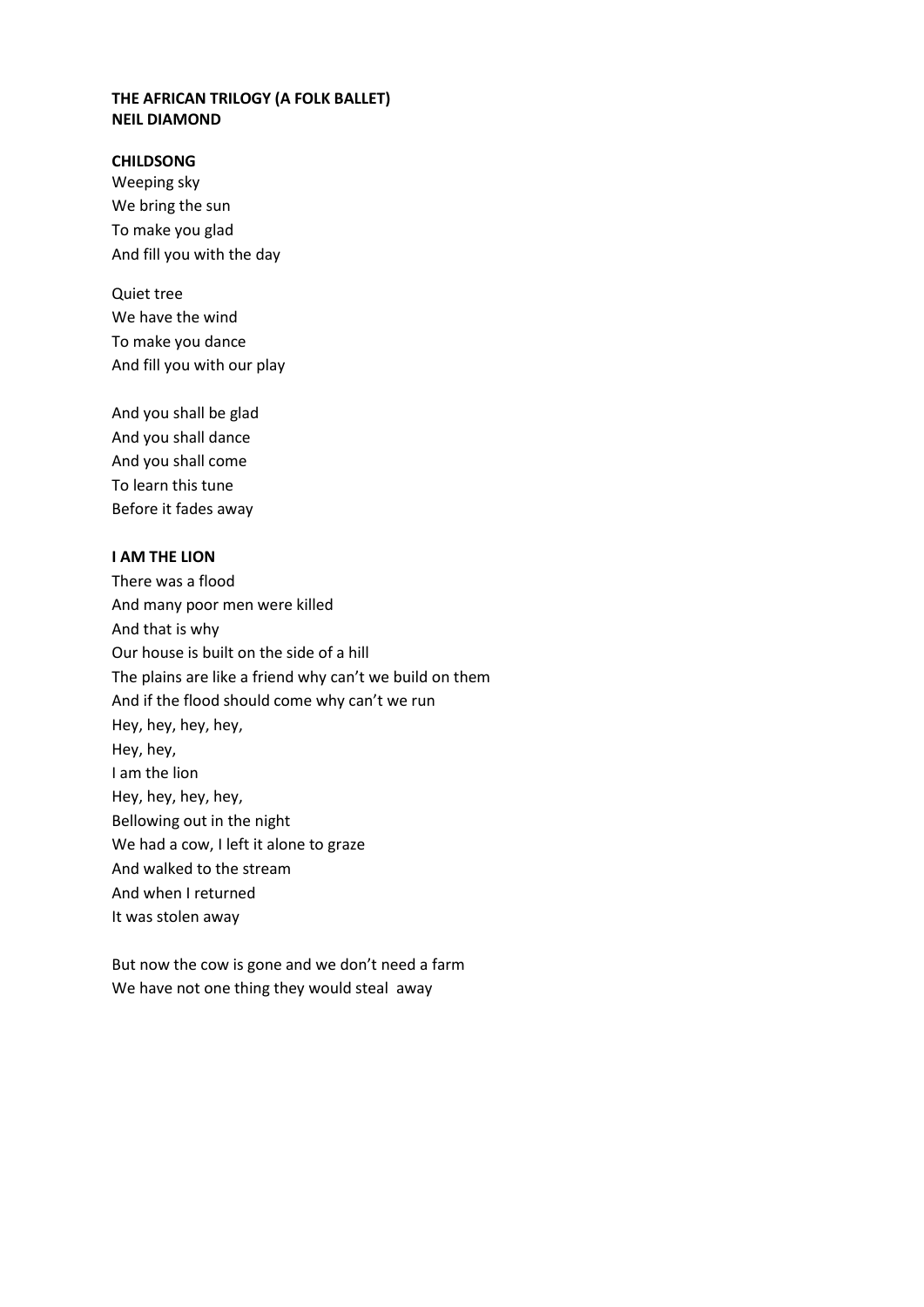**THE AFRICAN TRILOGY (A FOLK BALLET)**
**NEIL DIAMOND**

**CHILDSONG**

Weeping sky
We bring the sun
To make you glad
And fill you with the day

Quiet tree
We have the wind
To make you dance
And fill you with our play

And you shall be glad
And you shall dance
And you shall come
To learn this tune
Before it fades away

**I AM THE LION**

There was a flood
And many poor men were killed
And that is why
Our house is built on the side of a hill
The plains are like a friend why can't we build on them
And if the flood should come why can't we run
Hey, hey, hey, hey,
Hey, hey,
I am the lion
Hey, hey, hey, hey,
Bellowing out in the night
We had a cow, I left it alone to graze
And walked to the stream
And when I returned
It was stolen away

But now the cow is gone and we don't need a farm
We have not one thing they would steal away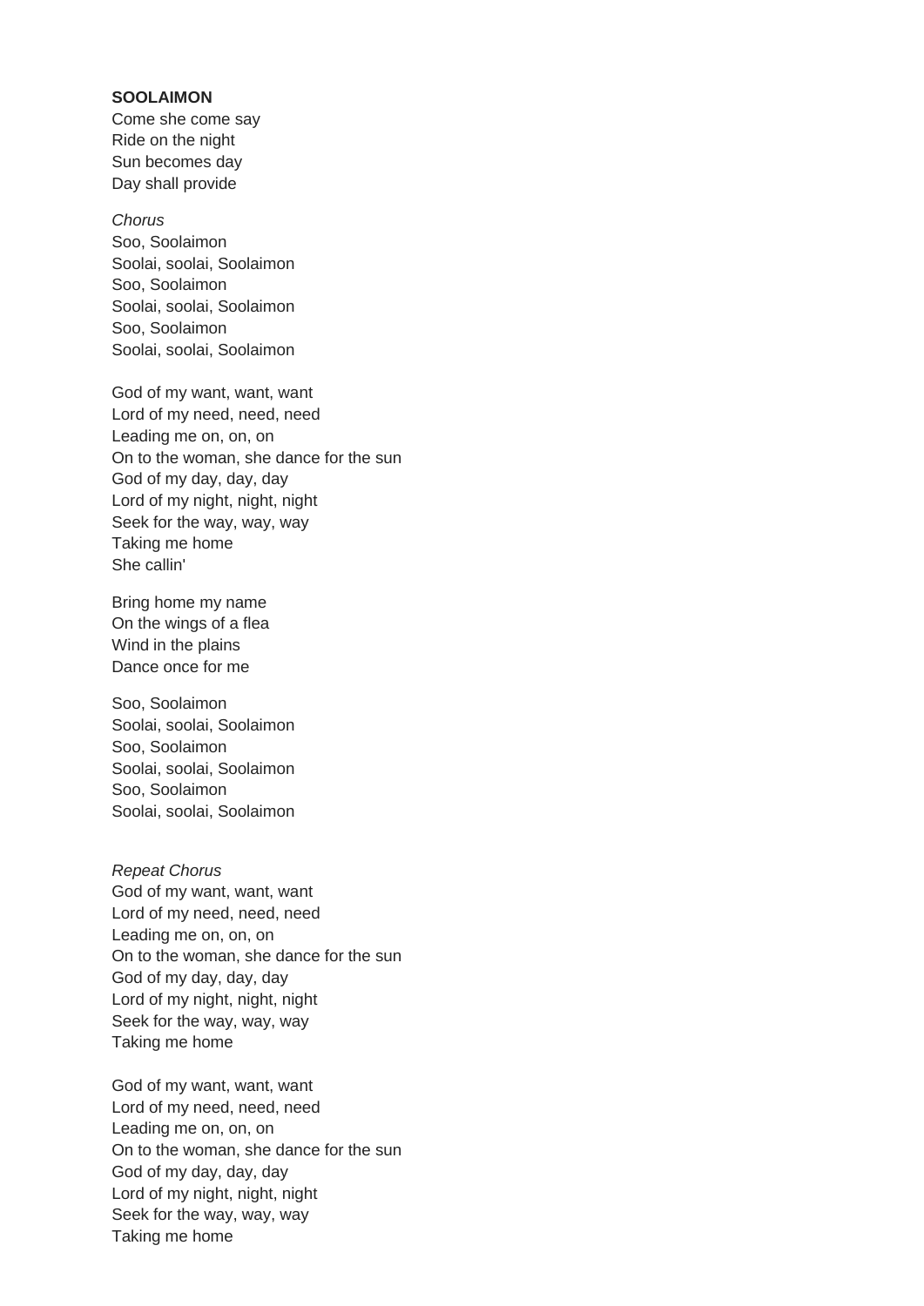**SOOLAIMON**

Come she come say
Ride on the night
Sun becomes day
Day shall provide

*Chorus*
Soo, Soolaimon
Soolai, soolai, Soolaimon
Soo, Soolaimon
Soolai, soolai, Soolaimon
Soo, Soolaimon
Soolai, soolai, Soolaimon

God of my want, want, want
Lord of my need, need, need
Leading me on, on, on
On to the woman, she dance for the sun
God of my day, day, day
Lord of my night, night, night
Seek for the way, way, way
Taking me home
She callin'

Bring home my name
On the wings of a flea
Wind in the plains
Dance once for me

Soo, Soolaimon
Soolai, soolai, Soolaimon
Soo, Soolaimon
Soolai, soolai, Soolaimon
Soo, Soolaimon
Soolai, soolai, Soolaimon

*Repeat Chorus*
God of my want, want, want
Lord of my need, need, need
Leading me on, on, on
On to the woman, she dance for the sun
God of my day, day, day
Lord of my night, night, night
Seek for the way, way, way
Taking me home

God of my want, want, want
Lord of my need, need, need
Leading me on, on, on
On to the woman, she dance for the sun
God of my day, day, day
Lord of my night, night, night
Seek for the way, way, way
Taking me home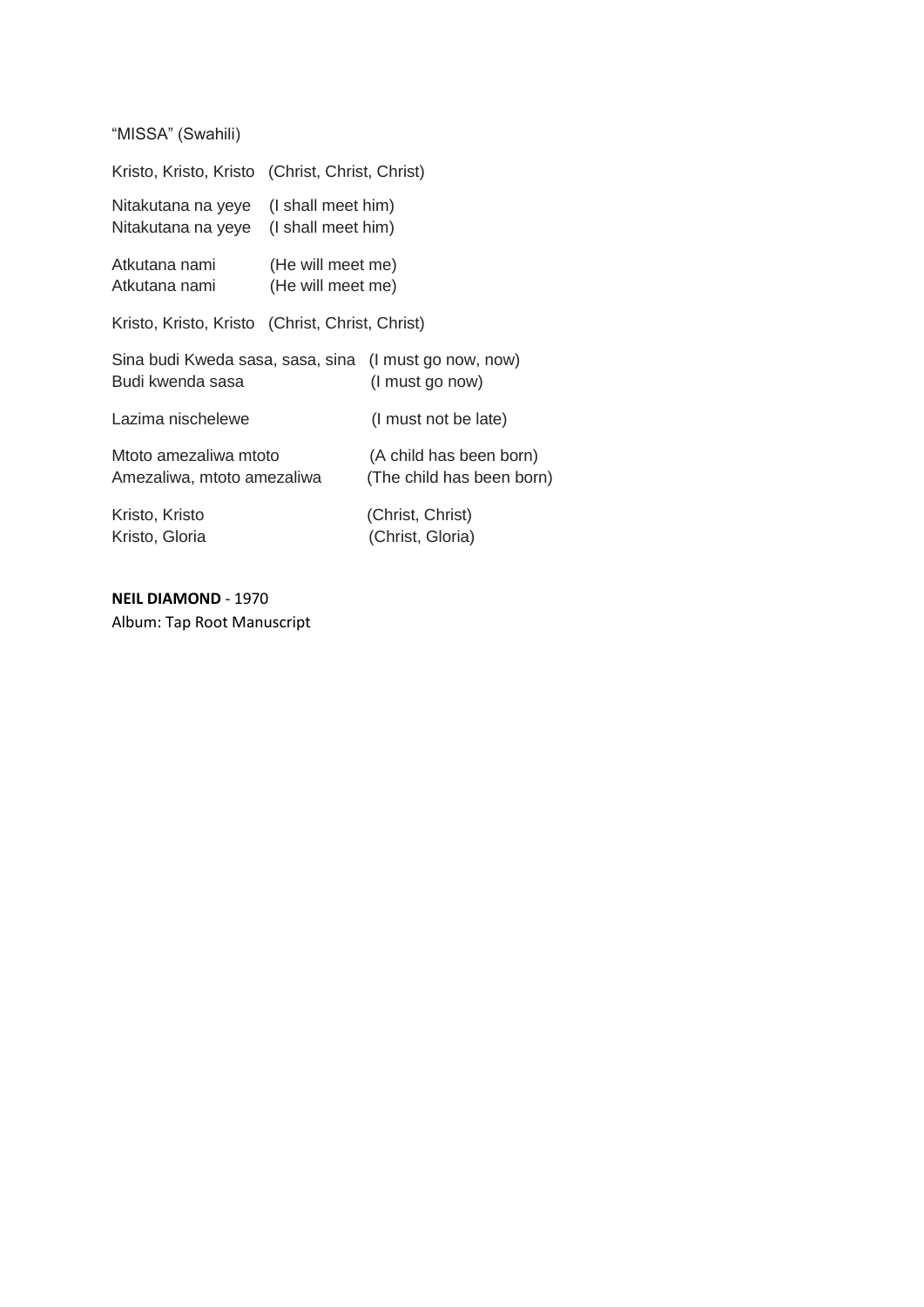"MISSA" (Swahili)

Kristo, Kristo, Kristo (Christ, Christ, Christ)

Nitakutana na yeye (I shall meet him)
Nitakutana na yeye (I shall meet him)

Atkutana nami (He will meet me)
Atkutana nami (He will meet me)

Kristo, Kristo, Kristo (Christ, Christ, Christ)

Sina budi Kweda sasa, sasa, sina (I must go now, now)
Budi kwenda sasa (I must go now)

Lazima nischelewe (I must not be late)

Mtoto amezaliwa mtoto (A child has been born)
Amezaliwa, mtoto amezaliwa (The child has been born)

Kristo, Kristo (Christ, Christ)
Kristo, Gloria (Christ, Gloria)

**NEIL DIAMOND** - 1970
Album: Tap Root Manuscript